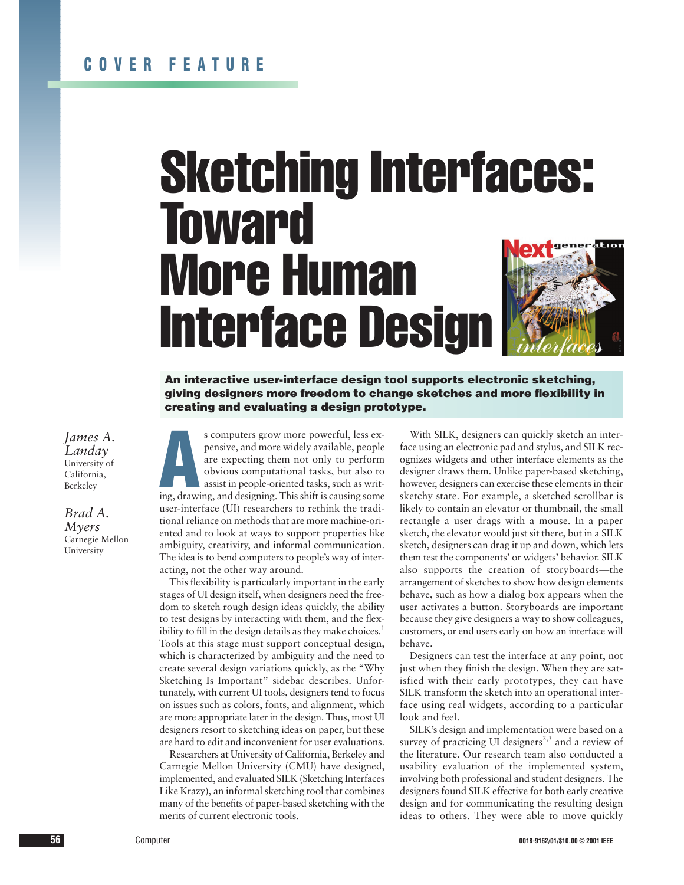COVER FEATURE

# Sketching Interfaces: Toward More Human Interface Design

**An interactive user-interface design tool supports electronic sketching, giving designers more freedom to change sketches and more flexibility in creating and evaluating a design prototype.**

*James A. Landay*
University of California, Berkeley

*Brad A. Myers*
Carnegie Mellon University

As computers grow more powerful, less expensive, and more widely available, people are expecting them not only to perform obvious computational tasks, but also to assist in people-oriented tasks, such as writing, drawing, and designing. This shift is causing some user-interface (UI) researchers to rethink the traditional reliance on methods that are more machine-oriented and to look at ways to support properties like ambiguity, creativity, and informal communication. The idea is to bend computers to people's way of interacting, not the other way around.

This flexibility is particularly important in the early stages of UI design itself, when designers need the freedom to sketch rough design ideas quickly, the ability to test designs by interacting with them, and the flexibility to fill in the design details as they make choices.[1] Tools at this stage must support conceptual design, which is characterized by ambiguity and the need to create several design variations quickly, as the "Why Sketching Is Important" sidebar describes. Unfortunately, with current UI tools, designers tend to focus on issues such as colors, fonts, and alignment, which are more appropriate later in the design. Thus, most UI designers resort to sketching ideas on paper, but these are hard to edit and inconvenient for user evaluations.

Researchers at University of California, Berkeley and Carnegie Mellon University (CMU) have designed, implemented, and evaluated SILK (Sketching Interfaces Like Krazy), an informal sketching tool that combines many of the benefits of paper-based sketching with the merits of current electronic tools.

With SILK, designers can quickly sketch an interface using an electronic pad and stylus, and SILK recognizes widgets and other interface elements as the designer draws them. Unlike paper-based sketching, however, designers can exercise these elements in their sketchy state. For example, a sketched scrollbar is likely to contain an elevator or thumbnail, the small rectangle a user drags with a mouse. In a paper sketch, the elevator would just sit there, but in a SILK sketch, designers can drag it up and down, which lets them test the components' or widgets' behavior. SILK also supports the creation of storyboards—the arrangement of sketches to show how design elements behave, such as how a dialog box appears when the user activates a button. Storyboards are important because they give designers a way to show colleagues, customers, or end users early on how an interface will behave.

Designers can test the interface at any point, not just when they finish the design. When they are satisfied with their early prototypes, they can have SILK transform the sketch into an operational interface using real widgets, according to a particular look and feel.

SILK's design and implementation were based on a survey of practicing UI designers[2,3] and a review of the literature. Our research team also conducted a usability evaluation of the implemented system, involving both professional and student designers. The designers found SILK effective for both early creative design and for communicating the resulting design ideas to others. They were able to move quickly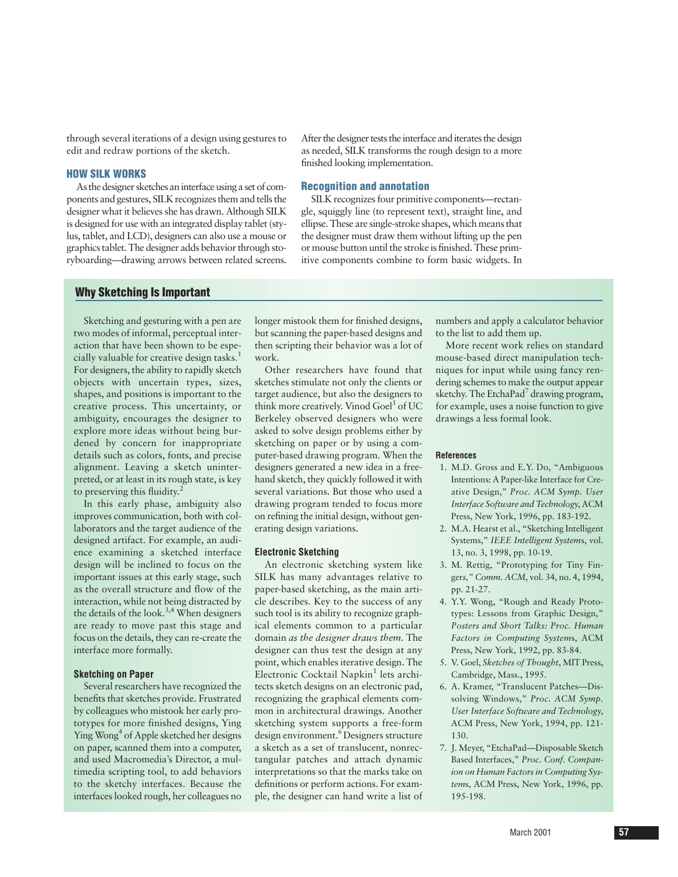through several iterations of a design using gestures to edit and redraw portions of the sketch.

## HOW SILK WORKS

As the designer sketches an interface using a set of components and gestures, SILK recognizes them and tells the designer what it believes she has drawn. Although SILK is designed for use with an integrated display tablet (stylus, tablet, and LCD), designers can also use a mouse or graphics tablet. The designer adds behavior through storyboarding—drawing arrows between related screens. After the designer tests the interface and iterates the design as needed, SILK transforms the rough design to a more finished looking implementation.

### Recognition and annotation

SILK recognizes four primitive components—rectangle, squiggly line (to represent text), straight line, and ellipse. These are single-stroke shapes, which means that the designer must draw them without lifting up the pen or mouse button until the stroke is finished. These primitive components combine to form basic widgets. In

## Why Sketching Is Important

Sketching and gesturing with a pen are two modes of informal, perceptual interaction that have been shown to be especially valuable for creative design tasks.[1] For designers, the ability to rapidly sketch objects with uncertain types, sizes, shapes, and positions is important to the creative process. This uncertainty, or ambiguity, encourages the designer to explore more ideas without being burdened by concern for inappropriate details such as colors, fonts, and precise alignment. Leaving a sketch uninterpreted, or at least in its rough state, is key to preserving this fluidity.[2]

In this early phase, ambiguity also improves communication, both with collaborators and the target audience of the designed artifact. For example, an audience examining a sketched interface design will be inclined to focus on the important issues at this early stage, such as the overall structure and flow of the interaction, while not being distracted by the details of the look.[3,4] When designers are ready to move past this stage and focus on the details, they can re-create the interface more formally.

### Sketching on Paper

Several researchers have recognized the benefits that sketches provide. Frustrated by colleagues who mistook her early prototypes for more finished designs, Ying Ying Wong[4] of Apple sketched her designs on paper, scanned them into a computer, and used Macromedia's Director, a multimedia scripting tool, to add behaviors to the sketchy interfaces. Because the interfaces looked rough, her colleagues no longer mistook them for finished designs, but scanning the paper-based designs and then scripting their behavior was a lot of work.

Other researchers have found that sketches stimulate not only the clients or target audience, but also the designers to think more creatively. Vinod Goel[5] of UC Berkeley observed designers who were asked to solve design problems either by sketching on paper or by using a computer-based drawing program. When the designers generated a new idea in a freehand sketch, they quickly followed it with several variations. But those who used a drawing program tended to focus more on refining the initial design, without generating design variations.

### Electronic Sketching

An electronic sketching system like SILK has many advantages relative to paper-based sketching, as the main article describes. Key to the success of any such tool is its ability to recognize graphical elements common to a particular domain *as the designer draws them*. The designer can thus test the design at any point, which enables iterative design. The Electronic Cocktail Napkin[1] lets architects sketch designs on an electronic pad, recognizing the graphical elements common in architectural drawings. Another sketching system supports a free-form design environment.[6] Designers structure a sketch as a set of translucent, nonrectangular patches and attach dynamic interpretations so that the marks take on definitions or perform actions. For example, the designer can hand write a list of numbers and apply a calculator behavior to the list to add them up.

More recent work relies on standard mouse-based direct manipulation techniques for input while using fancy rendering schemes to make the output appear sketchy. The EtchaPad[7] drawing program, for example, uses a noise function to give drawings a less formal look.

### References

1. M.D. Gross and E.Y. Do, "Ambiguous Intentions: A Paper-like Interface for Creative Design," *Proc. ACM Symp. User Interface Software and Technology*, ACM Press, New York, 1996, pp. 183-192.
2. M.A. Hearst et al., "Sketching Intelligent Systems," *IEEE Intelligent Systems*, vol. 13, no. 3, 1998, pp. 10-19.
3. M. Rettig, "Prototyping for Tiny Fingers," *Comm. ACM*, vol. 34, no. 4, 1994, pp. 21-27.
4. Y.Y. Wong, "Rough and Ready Prototypes: Lessons from Graphic Design," *Posters and Short Talks: Proc. Human Factors in Computing Systems*, ACM Press, New York, 1992, pp. 83-84.
5. V. Goel, *Sketches of Thought*, MIT Press, Cambridge, Mass., 1995.
6. A. Kramer, "Translucent Patches—Dissolving Windows," *Proc. ACM Symp. User Interface Software and Technology*, ACM Press, New York, 1994, pp. 121-130.
7. J. Meyer, "EtchaPad—Disposable Sketch Based Interfaces," *Proc. Conf. Companion on Human Factors in Computing Systems*, ACM Press, New York, 1996, pp. 195-198.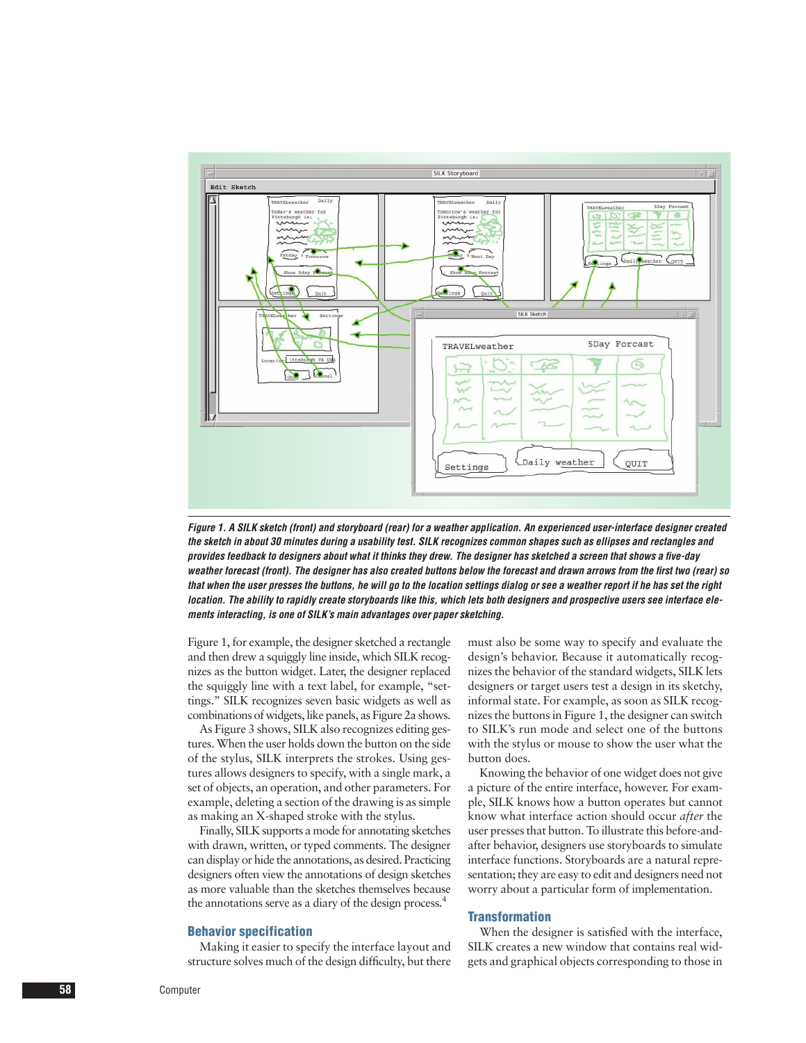*Figure 1. A SILK sketch (front) and storyboard (rear) for a weather application. An experienced user-interface designer created the sketch in about 30 minutes during a usability test. SILK recognizes common shapes such as ellipses and rectangles and provides feedback to designers about what it thinks they drew. The designer has sketched a screen that shows a five-day weather forecast (front). The designer has also created buttons below the forecast and drawn arrows from the first two (rear) so that when the user presses the buttons, he will go to the location settings dialog or see a weather report if he has set the right location. The ability to rapidly create storyboards like this, which lets both designers and prospective users see interface elements interacting, is one of SILK's main advantages over paper sketching.*

Figure 1, for example, the designer sketched a rectangle and then drew a squiggly line inside, which SILK recognizes as the button widget. Later, the designer replaced the squiggly line with a text label, for example, "settings." SILK recognizes seven basic widgets as well as combinations of widgets, like panels, as Figure 2a shows.

As Figure 3 shows, SILK also recognizes editing gestures. When the user holds down the button on the side of the stylus, SILK interprets the strokes. Using gestures allows designers to specify, with a single mark, a set of objects, an operation, and other parameters. For example, deleting a section of the drawing is as simple as making an X-shaped stroke with the stylus.

Finally, SILK supports a mode for annotating sketches with drawn, written, or typed comments. The designer can display or hide the annotations, as desired. Practicing designers often view the annotations of design sketches as more valuable than the sketches themselves because the annotations serve as a diary of the design process.[4]

## Behavior specification

Making it easier to specify the interface layout and structure solves much of the design difficulty, but there must also be some way to specify and evaluate the design's behavior. Because it automatically recognizes the behavior of the standard widgets, SILK lets designers or target users test a design in its sketchy, informal state. For example, as soon as SILK recognizes the buttons in Figure 1, the designer can switch to SILK's run mode and select one of the buttons with the stylus or mouse to show the user what the button does.

Knowing the behavior of one widget does not give a picture of the entire interface, however. For example, SILK knows how a button operates but cannot know what interface action should occur *after* the user presses that button. To illustrate this before-and-after behavior, designers use storyboards to simulate interface functions. Storyboards are a natural representation; they are easy to edit and designers need not worry about a particular form of implementation.

## Transformation

When the designer is satisfied with the interface, SILK creates a new window that contains real widgets and graphical objects corresponding to those in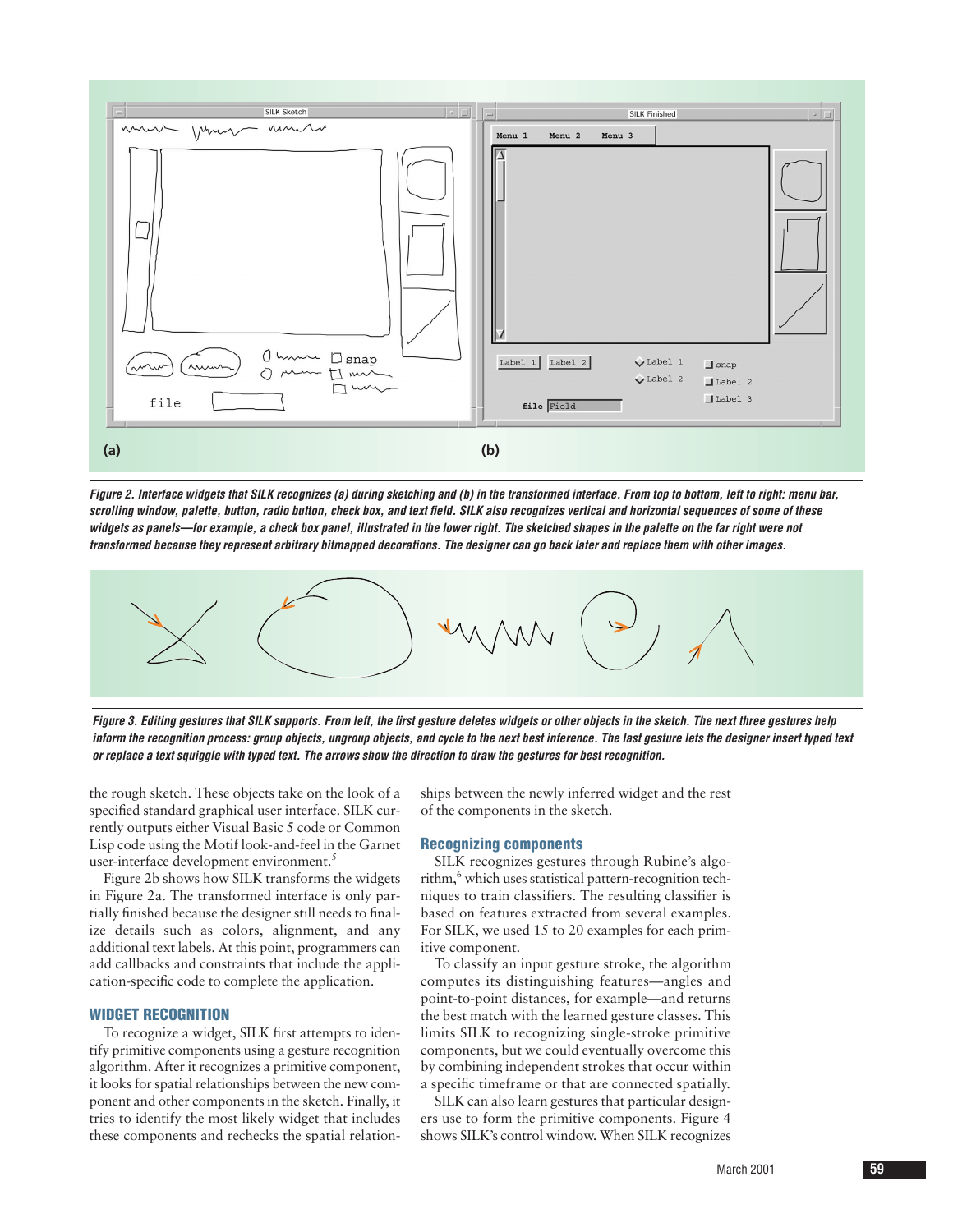*Figure 2. Interface widgets that SILK recognizes (a) during sketching and (b) in the transformed interface. From top to bottom, left to right: menu bar, scrolling window, palette, button, radio button, check box, and text field. SILK also recognizes vertical and horizontal sequences of some of these widgets as panels—for example, a check box panel, illustrated in the lower right. The sketched shapes in the palette on the far right were not transformed because they represent arbitrary bitmapped decorations. The designer can go back later and replace them with other images.*

*Figure 3. Editing gestures that SILK supports. From left, the first gesture deletes widgets or other objects in the sketch. The next three gestures help inform the recognition process: group objects, ungroup objects, and cycle to the next best inference. The last gesture lets the designer insert typed text or replace a text squiggle with typed text. The arrows show the direction to draw the gestures for best recognition.*

the rough sketch. These objects take on the look of a specified standard graphical user interface. SILK currently outputs either Visual Basic 5 code or Common Lisp code using the Motif look-and-feel in the Garnet user-interface development environment.[5]

Figure 2b shows how SILK transforms the widgets in Figure 2a. The transformed interface is only partially finished because the designer still needs to finalize details such as colors, alignment, and any additional text labels. At this point, programmers can add callbacks and constraints that include the application-specific code to complete the application.

## WIDGET RECOGNITION

To recognize a widget, SILK first attempts to identify primitive components using a gesture recognition algorithm. After it recognizes a primitive component, it looks for spatial relationships between the new component and other components in the sketch. Finally, it tries to identify the most likely widget that includes these components and rechecks the spatial relationships between the newly inferred widget and the rest of the components in the sketch.

### Recognizing components

SILK recognizes gestures through Rubine's algorithm,[6] which uses statistical pattern-recognition techniques to train classifiers. The resulting classifier is based on features extracted from several examples. For SILK, we used 15 to 20 examples for each primitive component.

To classify an input gesture stroke, the algorithm computes its distinguishing features—angles and point-to-point distances, for example—and returns the best match with the learned gesture classes. This limits SILK to recognizing single-stroke primitive components, but we could eventually overcome this by combining independent strokes that occur within a specific timeframe or that are connected spatially.

SILK can also learn gestures that particular designers use to form the primitive components. Figure 4 shows SILK's control window. When SILK recognizes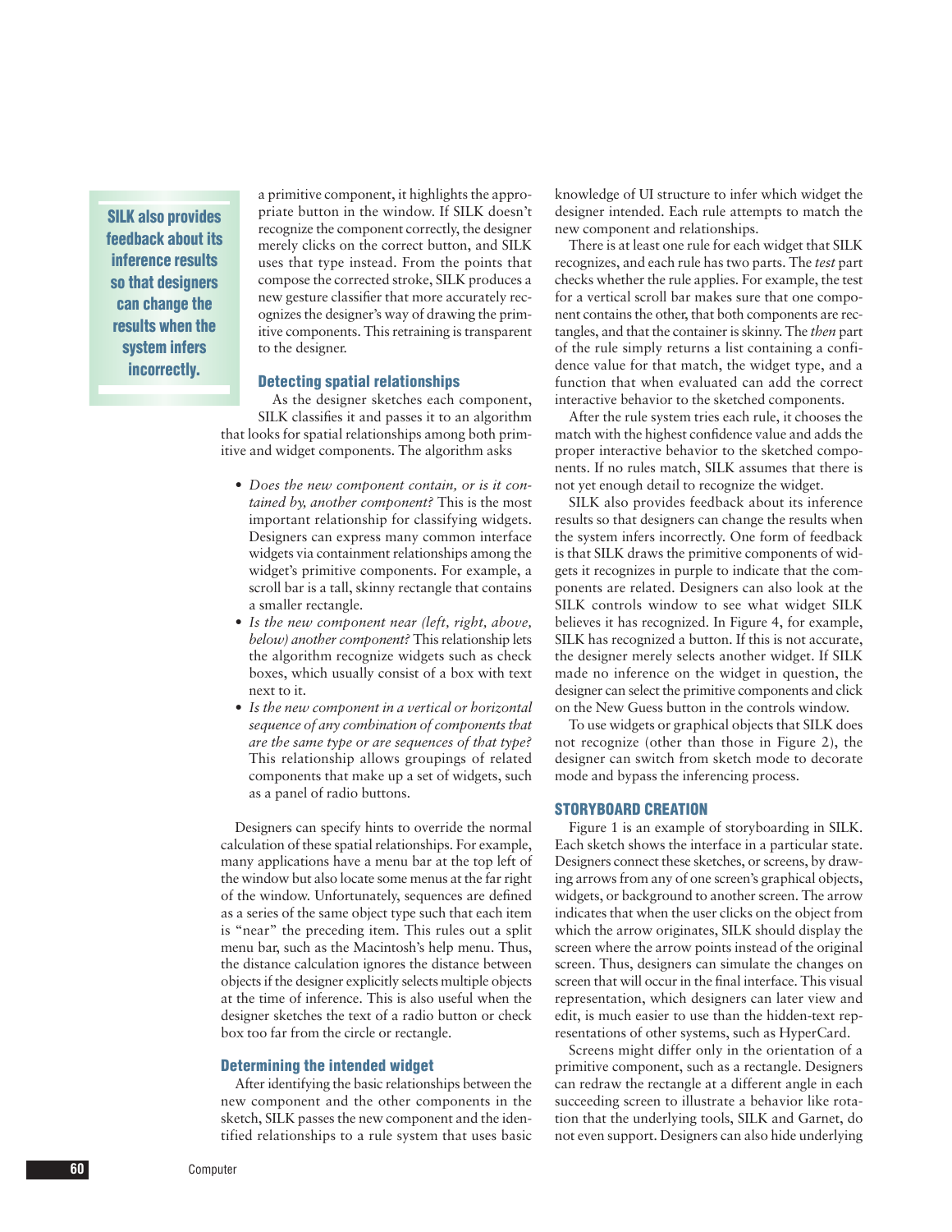a primitive component, it highlights the appropriate button in the window. If SILK doesn't recognize the component correctly, the designer merely clicks on the correct button, and SILK uses that type instead. From the points that compose the corrected stroke, SILK produces a new gesture classifier that more accurately recognizes the designer's way of drawing the primitive components. This retraining is transparent to the designer.

**SILK also provides feedback about its inference results so that designers can change the results when the system infers incorrectly.**

### Detecting spatial relationships

As the designer sketches each component, SILK classifies it and passes it to an algorithm that looks for spatial relationships among both primitive and widget components. The algorithm asks

- *Does the new component contain, or is it contained by, another component?* This is the most important relationship for classifying widgets. Designers can express many common interface widgets via containment relationships among the widget's primitive components. For example, a scroll bar is a tall, skinny rectangle that contains a smaller rectangle.
- *Is the new component near (left, right, above, below) another component?* This relationship lets the algorithm recognize widgets such as check boxes, which usually consist of a box with text next to it.
- *Is the new component in a vertical or horizontal sequence of any combination of components that are the same type or are sequences of that type?* This relationship allows groupings of related components that make up a set of widgets, such as a panel of radio buttons.

Designers can specify hints to override the normal calculation of these spatial relationships. For example, many applications have a menu bar at the top left of the window but also locate some menus at the far right of the window. Unfortunately, sequences are defined as a series of the same object type such that each item is "near" the preceding item. This rules out a split menu bar, such as the Macintosh's help menu. Thus, the distance calculation ignores the distance between objects if the designer explicitly selects multiple objects at the time of inference. This is also useful when the designer sketches the text of a radio button or check box too far from the circle or rectangle.

### Determining the intended widget

After identifying the basic relationships between the new component and the other components in the sketch, SILK passes the new component and the identified relationships to a rule system that uses basic knowledge of UI structure to infer which widget the designer intended. Each rule attempts to match the new component and relationships.

There is at least one rule for each widget that SILK recognizes, and each rule has two parts. The *test* part checks whether the rule applies. For example, the test for a vertical scroll bar makes sure that one component contains the other, that both components are rectangles, and that the container is skinny. The *then* part of the rule simply returns a list containing a confidence value for that match, the widget type, and a function that when evaluated can add the correct interactive behavior to the sketched components.

After the rule system tries each rule, it chooses the match with the highest confidence value and adds the proper interactive behavior to the sketched components. If no rules match, SILK assumes that there is not yet enough detail to recognize the widget.

SILK also provides feedback about its inference results so that designers can change the results when the system infers incorrectly. One form of feedback is that SILK draws the primitive components of widgets it recognizes in purple to indicate that the components are related. Designers can also look at the SILK controls window to see what widget SILK believes it has recognized. In Figure 4, for example, SILK has recognized a button. If this is not accurate, the designer merely selects another widget. If SILK made no inference on the widget in question, the designer can select the primitive components and click on the New Guess button in the controls window.

To use widgets or graphical objects that SILK does not recognize (other than those in Figure 2), the designer can switch from sketch mode to decorate mode and bypass the inferencing process.

## STORYBOARD CREATION

Figure 1 is an example of storyboarding in SILK. Each sketch shows the interface in a particular state. Designers connect these sketches, or screens, by drawing arrows from any of one screen's graphical objects, widgets, or background to another screen. The arrow indicates that when the user clicks on the object from which the arrow originates, SILK should display the screen where the arrow points instead of the original screen. Thus, designers can simulate the changes on screen that will occur in the final interface. This visual representation, which designers can later view and edit, is much easier to use than the hidden-text representations of other systems, such as HyperCard.

Screens might differ only in the orientation of a primitive component, such as a rectangle. Designers can redraw the rectangle at a different angle in each succeeding screen to illustrate a behavior like rotation that the underlying tools, SILK and Garnet, do not even support. Designers can also hide underlying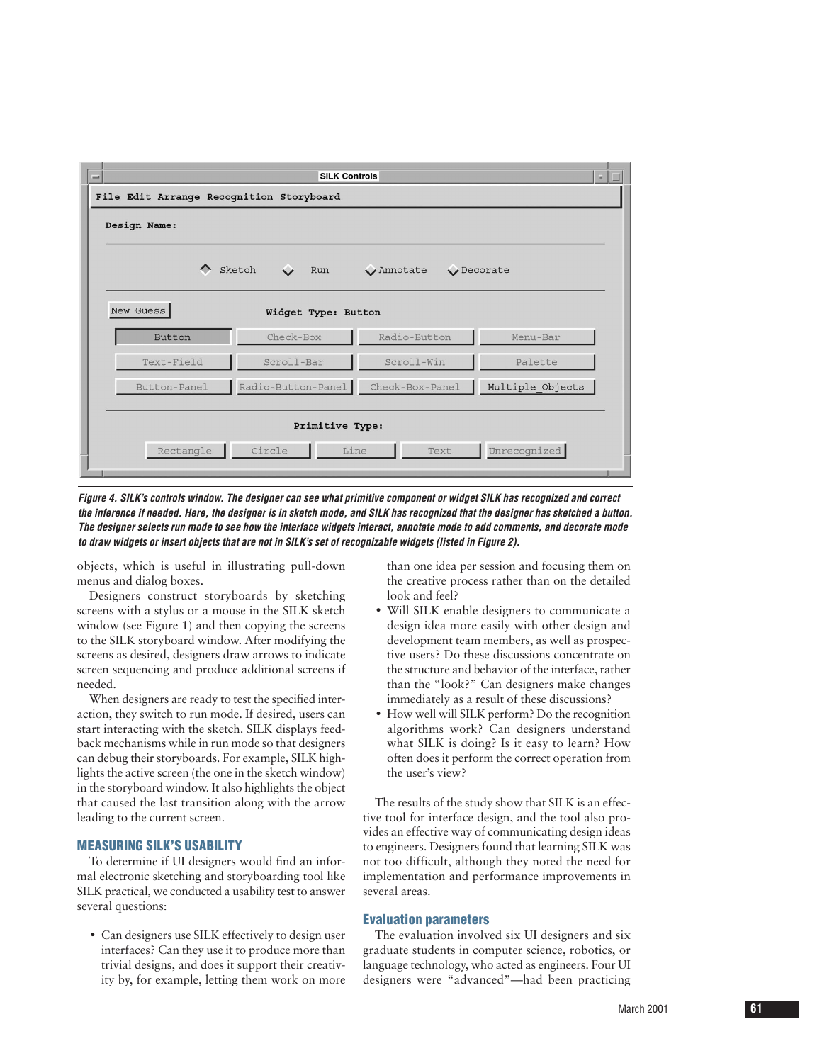*Figure 4. SILK's controls window. The designer can see what primitive component or widget SILK has recognized and correct the inference if needed. Here, the designer is in sketch mode, and SILK has recognized that the designer has sketched a button. The designer selects run mode to see how the interface widgets interact, annotate mode to add comments, and decorate mode to draw widgets or insert objects that are not in SILK's set of recognizable widgets (listed in Figure 2).*

objects, which is useful in illustrating pull-down menus and dialog boxes.

Designers construct storyboards by sketching screens with a stylus or a mouse in the SILK sketch window (see Figure 1) and then copying the screens to the SILK storyboard window. After modifying the screens as desired, designers draw arrows to indicate screen sequencing and produce additional screens if needed.

When designers are ready to test the specified interaction, they switch to run mode. If desired, users can start interacting with the sketch. SILK displays feedback mechanisms while in run mode so that designers can debug their storyboards. For example, SILK highlights the active screen (the one in the sketch window) in the storyboard window. It also highlights the object that caused the last transition along with the arrow leading to the current screen.

## MEASURING SILK'S USABILITY

To determine if UI designers would find an informal electronic sketching and storyboarding tool like SILK practical, we conducted a usability test to answer several questions:

- Can designers use SILK effectively to design user interfaces? Can they use it to produce more than trivial designs, and does it support their creativity by, for example, letting them work on more than one idea per session and focusing them on the creative process rather than on the detailed look and feel?
- Will SILK enable designers to communicate a design idea more easily with other design and development team members, as well as prospective users? Do these discussions concentrate on the structure and behavior of the interface, rather than the "look?" Can designers make changes immediately as a result of these discussions?
- How well will SILK perform? Do the recognition algorithms work? Can designers understand what SILK is doing? Is it easy to learn? How often does it perform the correct operation from the user's view?

The results of the study show that SILK is an effective tool for interface design, and the tool also provides an effective way of communicating design ideas to engineers. Designers found that learning SILK was not too difficult, although they noted the need for implementation and performance improvements in several areas.

### Evaluation parameters

The evaluation involved six UI designers and six graduate students in computer science, robotics, or language technology, who acted as engineers. Four UI designers were "advanced"—had been practicing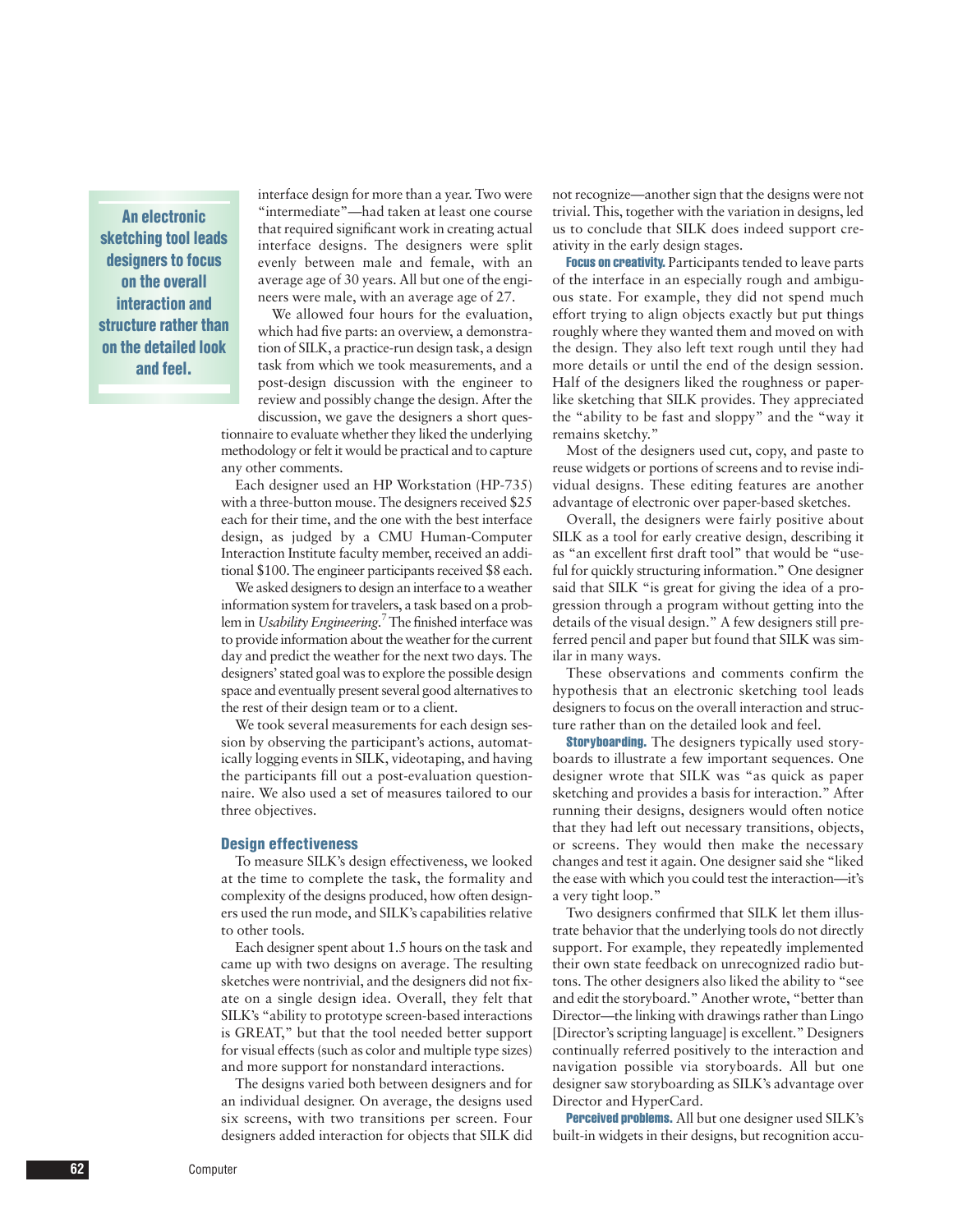> **An electronic sketching tool leads designers to focus on the overall interaction and structure rather than on the detailed look and feel.**

interface design for more than a year. Two were "intermediate"—had taken at least one course that required significant work in creating actual interface designs. The designers were split evenly between male and female, with an average age of 30 years. All but one of the engineers were male, with an average age of 27.

We allowed four hours for the evaluation, which had five parts: an overview, a demonstration of SILK, a practice-run design task, a design task from which we took measurements, and a post-design discussion with the engineer to review and possibly change the design. After the discussion, we gave the designers a short questionnaire to evaluate whether they liked the underlying methodology or felt it would be practical and to capture any other comments.

Each designer used an HP Workstation (HP-735) with a three-button mouse. The designers received $25 each for their time, and the one with the best interface design, as judged by a CMU Human-Computer Interaction Institute faculty member, received an additional $100. The engineer participants received $8 each.

We asked designers to design an interface to a weather information system for travelers, a task based on a problem in *Usability Engineering*.[7] The finished interface was to provide information about the weather for the current day and predict the weather for the next two days. The designers' stated goal was to explore the possible design space and eventually present several good alternatives to the rest of their design team or to a client.

We took several measurements for each design session by observing the participant's actions, automatically logging events in SILK, videotaping, and having the participants fill out a post-evaluation questionnaire. We also used a set of measures tailored to our three objectives.

## Design effectiveness

To measure SILK's design effectiveness, we looked at the time to complete the task, the formality and complexity of the designs produced, how often designers used the run mode, and SILK's capabilities relative to other tools.

Each designer spent about 1.5 hours on the task and came up with two designs on average. The resulting sketches were nontrivial, and the designers did not fixate on a single design idea. Overall, they felt that SILK's "ability to prototype screen-based interactions is GREAT," but that the tool needed better support for visual effects (such as color and multiple type sizes) and more support for nonstandard interactions.

The designs varied both between designers and for an individual designer. On average, the designs used six screens, with two transitions per screen. Four designers added interaction for objects that SILK did not recognize—another sign that the designs were not trivial. This, together with the variation in designs, led us to conclude that SILK does indeed support creativity in the early design stages.

**Focus on creativity.** Participants tended to leave parts of the interface in an especially rough and ambiguous state. For example, they did not spend much effort trying to align objects exactly but put things roughly where they wanted them and moved on with the design. They also left text rough until they had more details or until the end of the design session. Half of the designers liked the roughness or paper-like sketching that SILK provides. They appreciated the "ability to be fast and sloppy" and the "way it remains sketchy."

Most of the designers used cut, copy, and paste to reuse widgets or portions of screens and to revise individual designs. These editing features are another advantage of electronic over paper-based sketches.

Overall, the designers were fairly positive about SILK as a tool for early creative design, describing it as "an excellent first draft tool" that would be "useful for quickly structuring information." One designer said that SILK "is great for giving the idea of a progression through a program without getting into the details of the visual design." A few designers still preferred pencil and paper but found that SILK was similar in many ways.

These observations and comments confirm the hypothesis that an electronic sketching tool leads designers to focus on the overall interaction and structure rather than on the detailed look and feel.

**Storyboarding.** The designers typically used storyboards to illustrate a few important sequences. One designer wrote that SILK was "as quick as paper sketching and provides a basis for interaction." After running their designs, designers would often notice that they had left out necessary transitions, objects, or screens. They would then make the necessary changes and test it again. One designer said she "liked the ease with which you could test the interaction—it's a very tight loop."

Two designers confirmed that SILK let them illustrate behavior that the underlying tools do not directly support. For example, they repeatedly implemented their own state feedback on unrecognized radio buttons. The other designers also liked the ability to "see and edit the storyboard." Another wrote, "better than Director—the linking with drawings rather than Lingo [Director's scripting language] is excellent." Designers continually referred positively to the interaction and navigation possible via storyboards. All but one designer saw storyboarding as SILK's advantage over Director and HyperCard.

**Perceived problems.** All but one designer used SILK's built-in widgets in their designs, but recognition accu-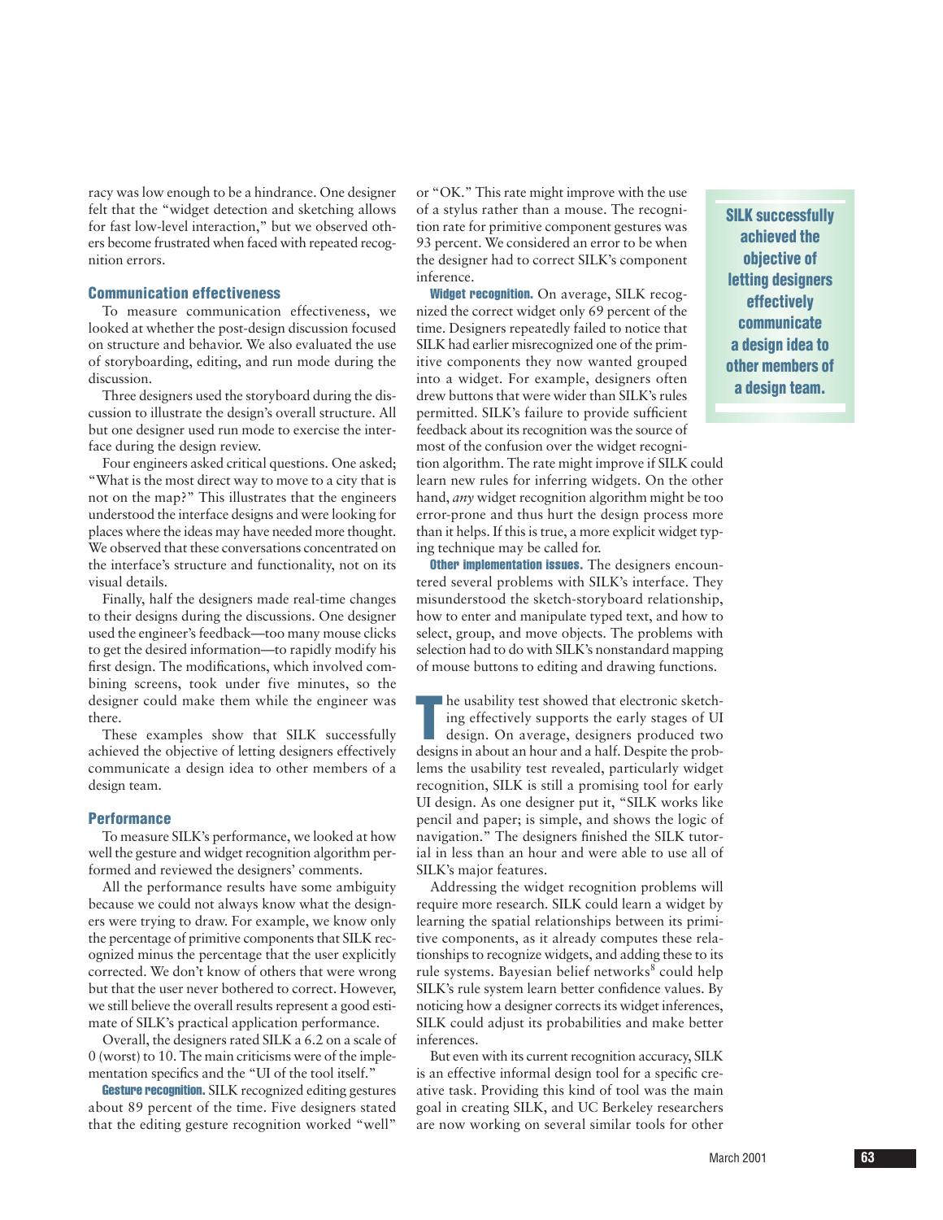racy was low enough to be a hindrance. One designer felt that the "widget detection and sketching allows for fast low-level interaction," but we observed others become frustrated when faced with repeated recognition errors.

### Communication effectiveness

To measure communication effectiveness, we looked at whether the post-design discussion focused on structure and behavior. We also evaluated the use of storyboarding, editing, and run mode during the discussion.

Three designers used the storyboard during the discussion to illustrate the design's overall structure. All but one designer used run mode to exercise the interface during the design review.

Four engineers asked critical questions. One asked; "What is the most direct way to move to a city that is not on the map?" This illustrates that the engineers understood the interface designs and were looking for places where the ideas may have needed more thought. We observed that these conversations concentrated on the interface's structure and functionality, not on its visual details.

Finally, half the designers made real-time changes to their designs during the discussions. One designer used the engineer's feedback—too many mouse clicks to get the desired information—to rapidly modify his first design. The modifications, which involved combining screens, took under five minutes, so the designer could make them while the engineer was there.

These examples show that SILK successfully achieved the objective of letting designers effectively communicate a design idea to other members of a design team.

### Performance

To measure SILK's performance, we looked at how well the gesture and widget recognition algorithm performed and reviewed the designers' comments.

All the performance results have some ambiguity because we could not always know what the designers were trying to draw. For example, we know only the percentage of primitive components that SILK recognized minus the percentage that the user explicitly corrected. We don't know of others that were wrong but that the user never bothered to correct. However, we still believe the overall results represent a good estimate of SILK's practical application performance.

Overall, the designers rated SILK a 6.2 on a scale of 0 (worst) to 10. The main criticisms were of the implementation specifics and the "UI of the tool itself."

**Gesture recognition.** SILK recognized editing gestures about 89 percent of the time. Five designers stated that the editing gesture recognition worked "well" or "OK." This rate might improve with the use of a stylus rather than a mouse. The recognition rate for primitive component gestures was 93 percent. We considered an error to be when the designer had to correct SILK's component inference.

**Widget recognition.** On average, SILK recognized the correct widget only 69 percent of the time. Designers repeatedly failed to notice that SILK had earlier misrecognized one of the primitive components they now wanted grouped into a widget. For example, designers often drew buttons that were wider than SILK's rules permitted. SILK's failure to provide sufficient feedback about its recognition was the source of most of the confusion over the widget recognition algorithm. The rate might improve if SILK could learn new rules for inferring widgets. On the other hand, *any* widget recognition algorithm might be too error-prone and thus hurt the design process more than it helps. If this is true, a more explicit widget typing technique may be called for.

**Other implementation issues.** The designers encountered several problems with SILK's interface. They misunderstood the sketch-storyboard relationship, how to enter and manipulate typed text, and how to select, group, and move objects. The problems with selection had to do with SILK's nonstandard mapping of mouse buttons to editing and drawing functions.

> **SILK successfully achieved the objective of letting designers effectively communicate a design idea to other members of a design team.**

The usability test showed that electronic sketching effectively supports the early stages of UI design. On average, designers produced two designs in about an hour and a half. Despite the problems the usability test revealed, particularly widget recognition, SILK is still a promising tool for early UI design. As one designer put it, "SILK works like pencil and paper; is simple, and shows the logic of navigation." The designers finished the SILK tutorial in less than an hour and were able to use all of SILK's major features.

Addressing the widget recognition problems will require more research. SILK could learn a widget by learning the spatial relationships between its primitive components, as it already computes these relationships to recognize widgets, and adding these to its rule systems. Bayesian belief networks[8] could help SILK's rule system learn better confidence values. By noticing how a designer corrects its widget inferences, SILK could adjust its probabilities and make better inferences.

But even with its current recognition accuracy, SILK is an effective informal design tool for a specific creative task. Providing this kind of tool was the main goal in creating SILK, and UC Berkeley researchers are now working on several similar tools for other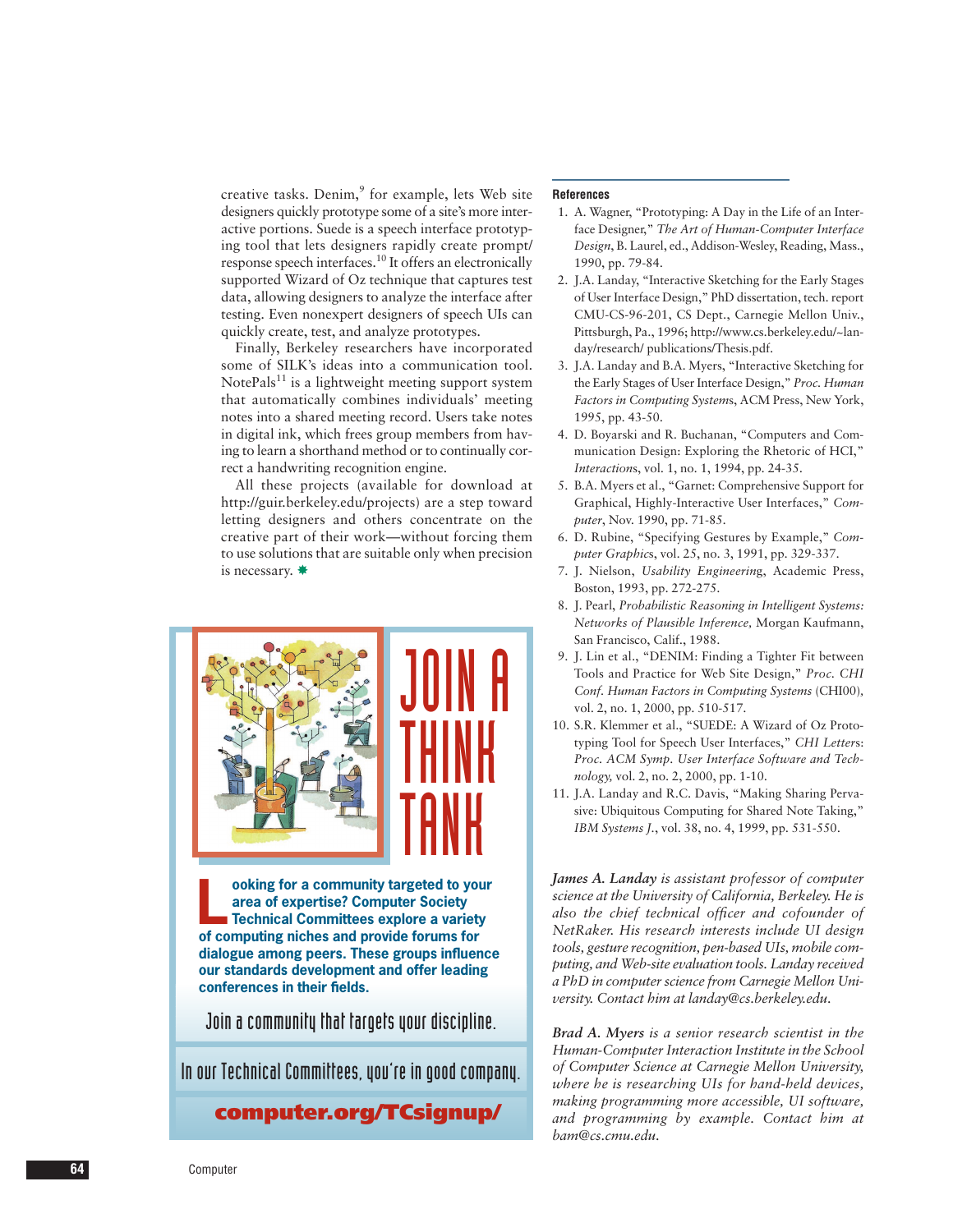creative tasks. Denim,[9] for example, lets Web site designers quickly prototype some of a site's more interactive portions. Suede is a speech interface prototyping tool that lets designers rapidly create prompt/response speech interfaces.[10] It offers an electronically supported Wizard of Oz technique that captures test data, allowing designers to analyze the interface after testing. Even nonexpert designers of speech UIs can quickly create, test, and analyze prototypes.

Finally, Berkeley researchers have incorporated some of SILK's ideas into a communication tool. NotePals[11] is a lightweight meeting support system that automatically combines individuals' meeting notes into a shared meeting record. Users take notes in digital ink, which frees group members from having to learn a shorthand method or to continually correct a handwriting recognition engine.

All these projects (available for download at http://guir.berkeley.edu/projects) are a step toward letting designers and others concentrate on the creative part of their work—without forcing them to use solutions that are suitable only when precision is necessary.

JOIN A THINK TANK

Looking for a community targeted to your area of expertise? Computer Society Technical Committees explore a variety of computing niches and provide forums for dialogue among peers. These groups influence our standards development and offer leading conferences in their fields.

Join a community that targets your discipline.

In our Technical Committees, you're in good company.

**computer.org/TCsignup/**

### References

1. A. Wagner, "Prototyping: A Day in the Life of an Interface Designer," *The Art of Human-Computer Interface Design*, B. Laurel, ed., Addison-Wesley, Reading, Mass., 1990, pp. 79-84.
2. J.A. Landay, "Interactive Sketching for the Early Stages of User Interface Design," PhD dissertation, tech. report CMU-CS-96-201, CS Dept., Carnegie Mellon Univ., Pittsburgh, Pa., 1996; http://www.cs.berkeley.edu/~landay/research/ publications/Thesis.pdf.
3. J.A. Landay and B.A. Myers, "Interactive Sketching for the Early Stages of User Interface Design," *Proc. Human Factors in Computing Systems*, ACM Press, New York, 1995, pp. 43-50.
4. D. Boyarski and R. Buchanan, "Computers and Communication Design: Exploring the Rhetoric of HCI," *Interactions*, vol. 1, no. 1, 1994, pp. 24-35.
5. B.A. Myers et al., "Garnet: Comprehensive Support for Graphical, Highly-Interactive User Interfaces," *Computer*, Nov. 1990, pp. 71-85.
6. D. Rubine, "Specifying Gestures by Example," *Computer Graphics*, vol. 25, no. 3, 1991, pp. 329-337.
7. J. Nielson, *Usability Engineering*, Academic Press, Boston, 1993, pp. 272-275.
8. J. Pearl, *Probabilistic Reasoning in Intelligent Systems: Networks of Plausible Inference,* Morgan Kaufmann, San Francisco, Calif., 1988.
9. J. Lin et al., "DENIM: Finding a Tighter Fit between Tools and Practice for Web Site Design," *Proc. CHI Conf. Human Factors in Computing Systems* (CHI00), vol. 2, no. 1, 2000, pp. 510-517.
10. S.R. Klemmer et al., "SUEDE: A Wizard of Oz Prototyping Tool for Speech User Interfaces," *CHI Letters: Proc. ACM Symp. User Interface Software and Technology,* vol. 2, no. 2, 2000, pp. 1-10.
11. J.A. Landay and R.C. Davis, "Making Sharing Pervasive: Ubiquitous Computing for Shared Note Taking," *IBM Systems J.*, vol. 38, no. 4, 1999, pp. 531-550.

***James A. Landay*** *is assistant professor of computer science at the University of California, Berkeley. He is also the chief technical officer and cofounder of NetRaker. His research interests include UI design tools, gesture recognition, pen-based UIs, mobile computing, and Web-site evaluation tools. Landay received a PhD in computer science from Carnegie Mellon University. Contact him at landay@cs.berkeley.edu.*

***Brad A. Myers*** *is a senior research scientist in the Human-Computer Interaction Institute in the School of Computer Science at Carnegie Mellon University, where he is researching UIs for hand-held devices, making programming more accessible, UI software, and programming by example. Contact him at bam@cs.cmu.edu.*